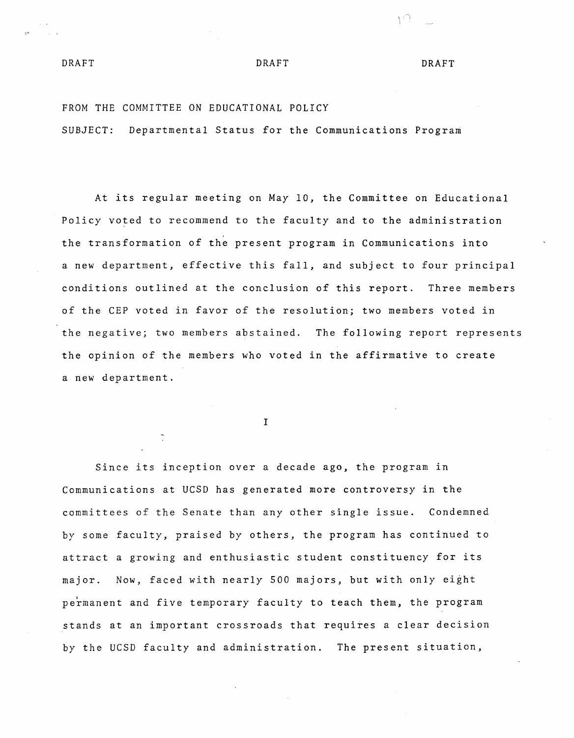DRAFT DRAFT DRAFT

FROM THE COMMITTEE ON EDUCATIONAL POLICY

SUBJECT: Departmental Status for the Communications Program

At its regular meeting on May 10, the Committee on Educational Policy voted to recommend to the faculty and to the administration the transformation of the present program in Communications into a new department, effective this fall, and subject to four principal conditions outlined at the conclusion of this report. Three members of the CEP voted in favor of the resolution; two members voted in the negative; two members abstained. The following report represents the opinion of the members who voted in the affirmative to create a new department.

## I

Since its inception over a decade ago, the program in Communications at UCSD has generated more controversy in the committees of the Senate than any other single issue. Condemned by some faculty, praised by others, the program has continued to attract a growing and enthusiastic student constituency for its major. Now, faced with nearly 500 majors, but with only eight permanent and five temporary faculty to teach them, the program stands at an important crossroads that requires a clear decision by the UCSD faculty and administration. The present situation,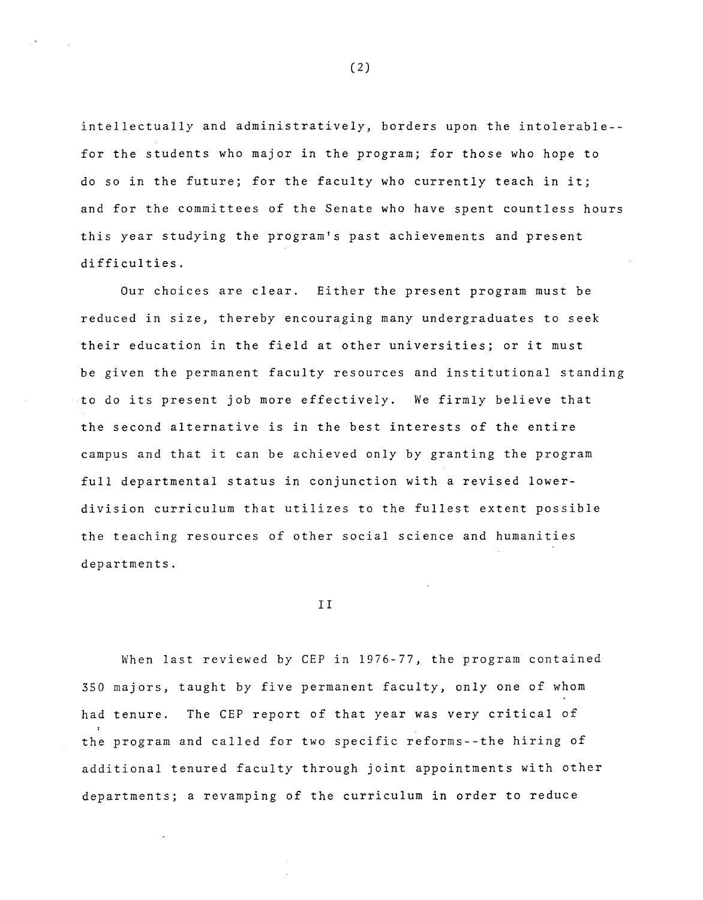intellectually and administratively, borders upon the intolerable--for the students who major in the program; for those who hope to do so in the future; for the faculty who currently teach in it; and for the committees of the Senate who have spent countless hours this year studying the program's past achievements and present difficulties.

Our choices are clear. Either the present program must be reduced in size, thereby encouraging many undergraduates to seek their education in the field at other universities; or it must be given the permanent faculty resources and institutional standing to do its present job more effectively. We firmly believe that the second alternative is in the best interests of the entire campus and that it can be achieved only by granting the program full departmental status in conjunction with a revised lower-division curriculum that utilizes to the fullest extent possible the teaching resources of other social science and humanities departments.

## II

When last reviewed by CEP in 1976-77, the program contained 350 majors, taught by five permanent faculty, only one of whom had tenure. The CEP report of that year was very critical of the program and called for two specific reforms--the hiring of additional tenured faculty through joint appointments with other departments; a revamping of the curriculum in order to reduce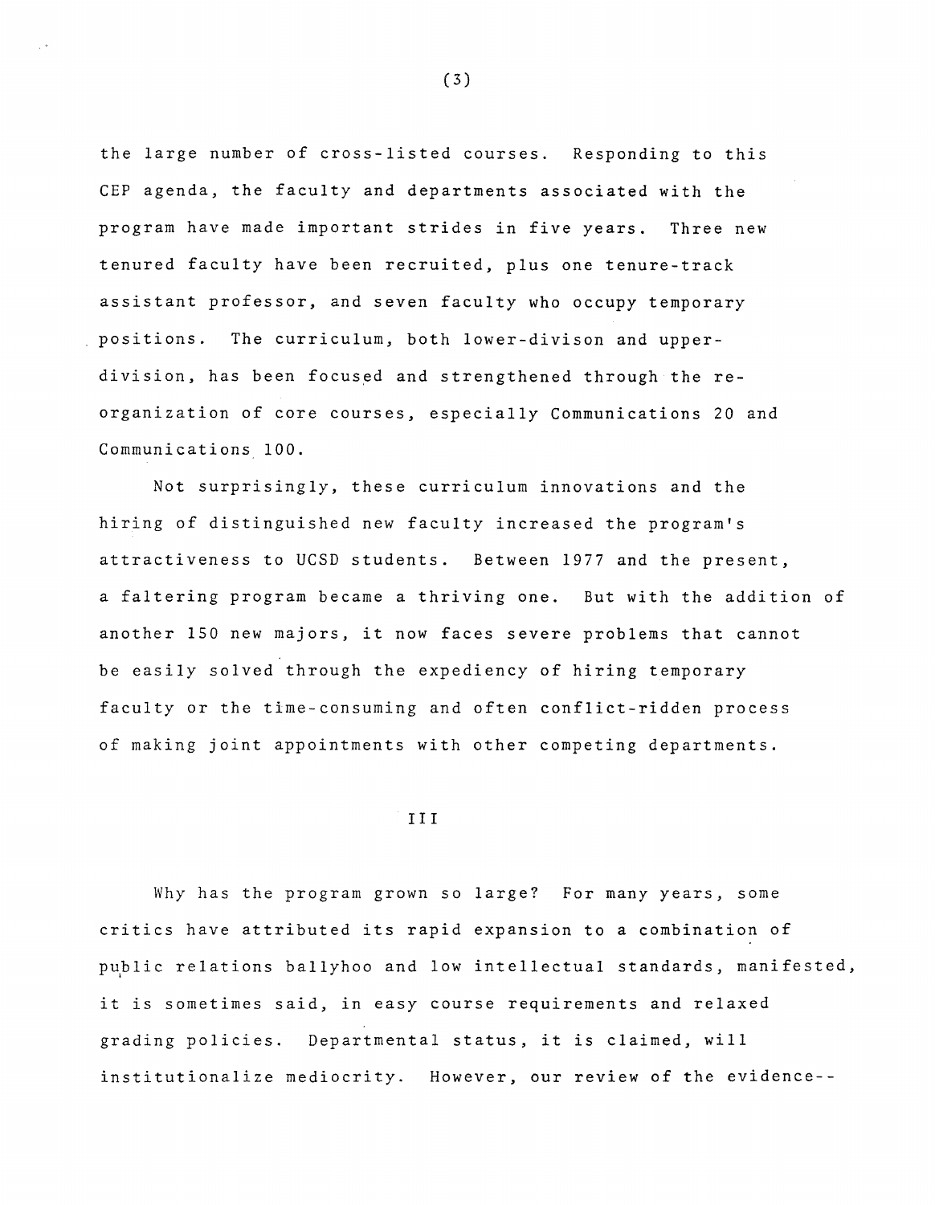the large number of cross-listed courses. Responding to this CEP agenda, the faculty and departments associated with the program have made important strides in five years. Three new tenured faculty have been recruited, plus one tenure-track assistant professor, and seven faculty who occupy temporary positions. The curriculum, both lower-divison and upper-division, has been focused and strengthened through the re-organization of core courses, especially Communications 20 and Communications 100.

Not surprisingly, these curriculum innovations and the hiring of distinguished new faculty increased the program's attractiveness to UCSD students. Between 1977 and the present, a faltering program became a thriving one. But with the addition of another 150 new majors, it now faces severe problems that cannot be easily solved through the expediency of hiring temporary faculty or the time-consuming and often conflict-ridden process of making joint appointments with other competing departments.

## III

Why has the program grown so large? For many years, some critics have attributed its rapid expansion to a combination of public relations ballyhoo and low intellectual standards, manifested, it is sometimes said, in easy course requirements and relaxed grading policies. Departmental status, it is claimed, will institutionalize mediocrity. However, our review of the evidence--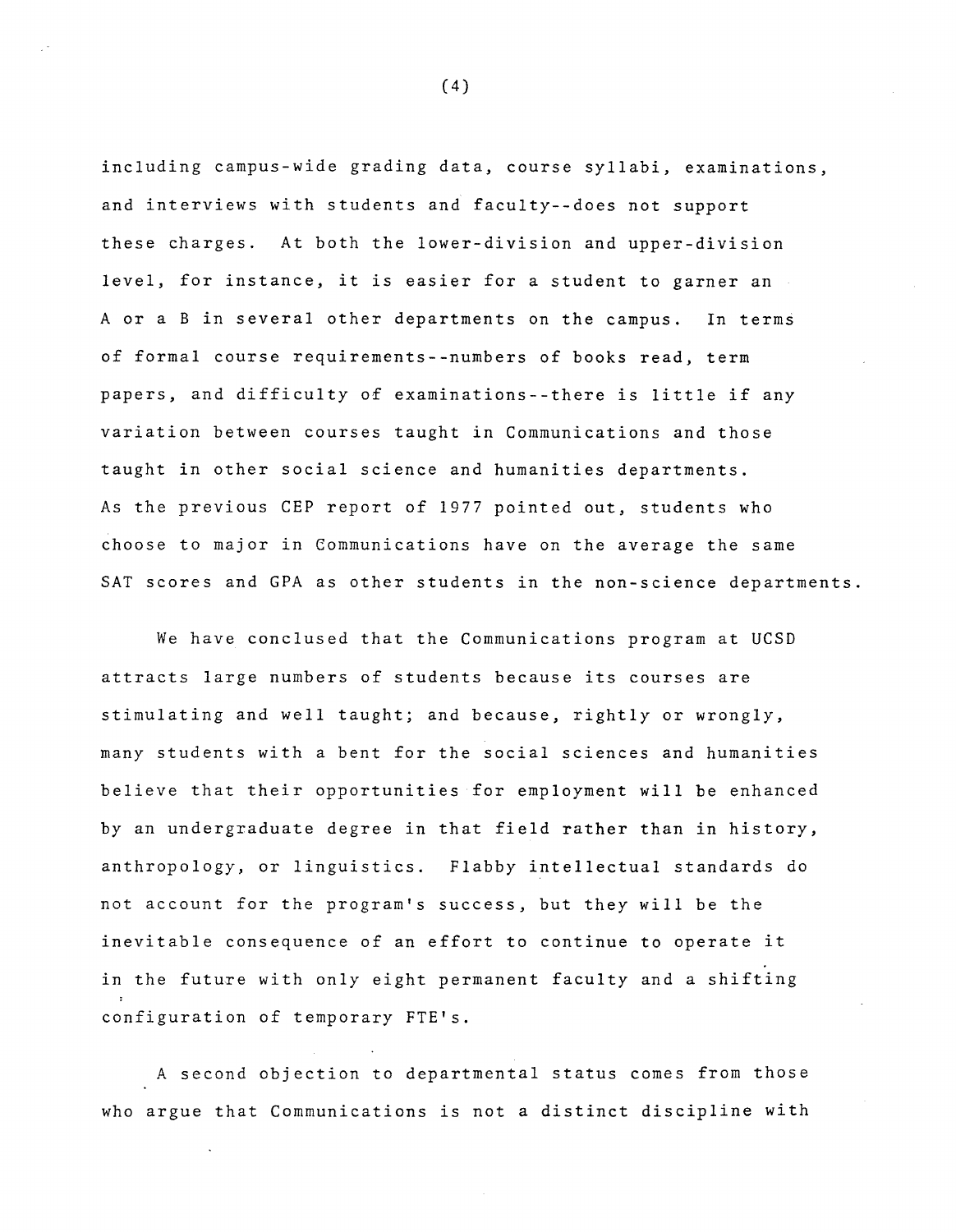including campus-wide grading data, course syllabi, examinations, and interviews with students and faculty--does not support these charges. At both the lower-division and upper-division level, for instance, it is easier for a student to garner an A or a B in several other departments on the campus. In terms of formal course requirements--numbers of books read, term papers, and difficulty of examinations--there is little if any variation between courses taught in Communications and those taught in other social science and humanities departments. As the previous CEP report of 1977 pointed out, students who choose to major in Communications have on the average the same SAT scores and GPA as other students in the non-science departments.

We have concluded that the Communications program at UCSD attracts large numbers of students because its courses are stimulating and well taught; and because, rightly or wrongly, many students with a bent for the social sciences and humanities believe that their opportunities for employment will be enhanced by an undergraduate degree in that field rather than in history, anthropology, or linguistics. Flabby intellectual standards do not account for the program's success, but they will be the inevitable consequence of an effort to continue to operate it in the future with only eight permanent faculty and a shifting configuration of temporary FTE's.

A second objection to departmental status comes from those who argue that Communications is not a distinct discipline with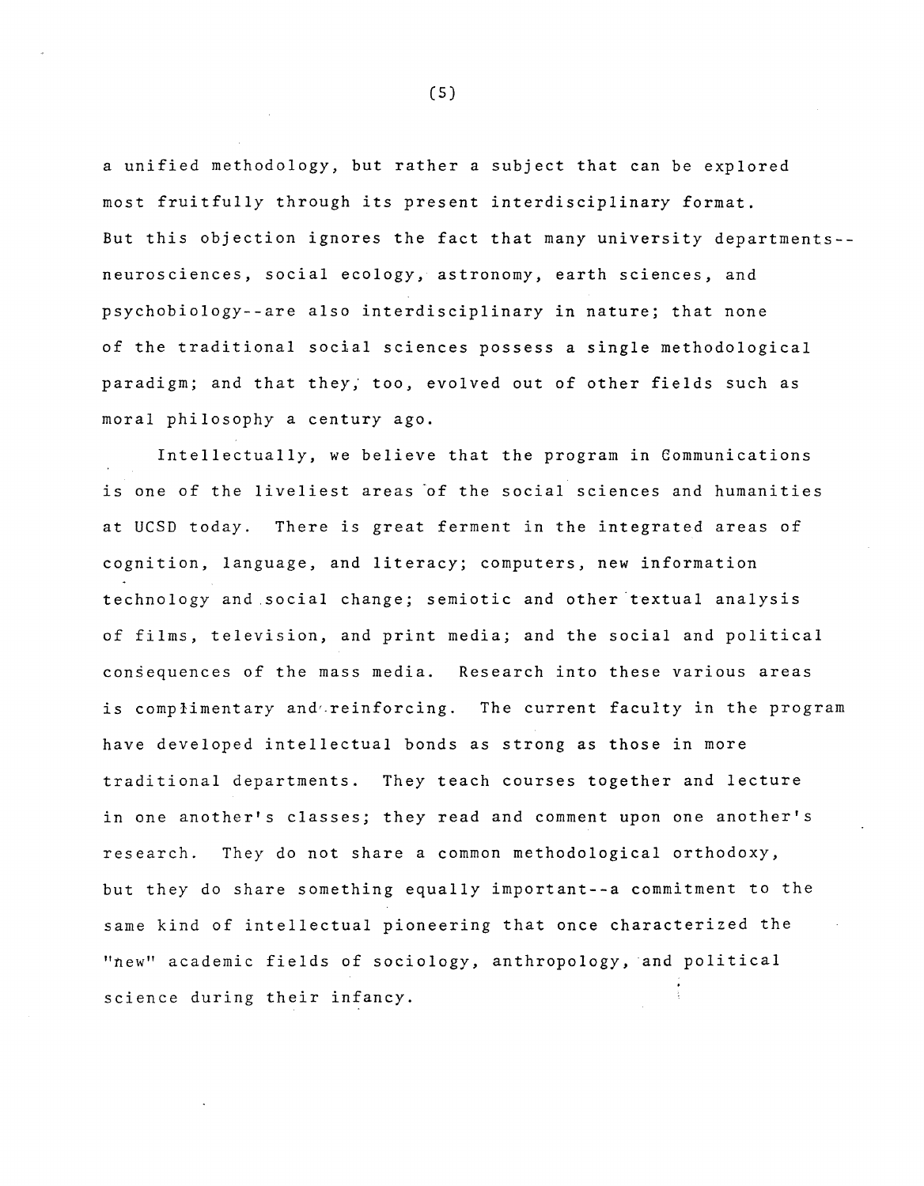a unified methodology, but rather a subject that can be explored most fruitfully through its present interdisciplinary format. But this objection ignores the fact that many university departments--neurosciences, social ecology, astronomy, earth sciences, and psychobiology--are also interdisciplinary in nature; that none of the traditional social sciences possess a single methodological paradigm; and that they, too, evolved out of other fields such as moral philosophy a century ago.

Intellectually, we believe that the program in Communications is one of the liveliest areas of the social sciences and humanities at UCSD today. There is great ferment in the integrated areas of cognition, language, and literacy; computers, new information technology and social change; semiotic and other textual analysis of films, television, and print media; and the social and political consequences of the mass media. Research into these various areas is complimentary and reinforcing. The current faculty in the program have developed intellectual bonds as strong as those in more traditional departments. They teach courses together and lecture in one another's classes; they read and comment upon one another's research. They do not share a common methodological orthodoxy, but they do share something equally important--a commitment to the same kind of intellectual pioneering that once characterized the "new" academic fields of sociology, anthropology, and political science during their infancy.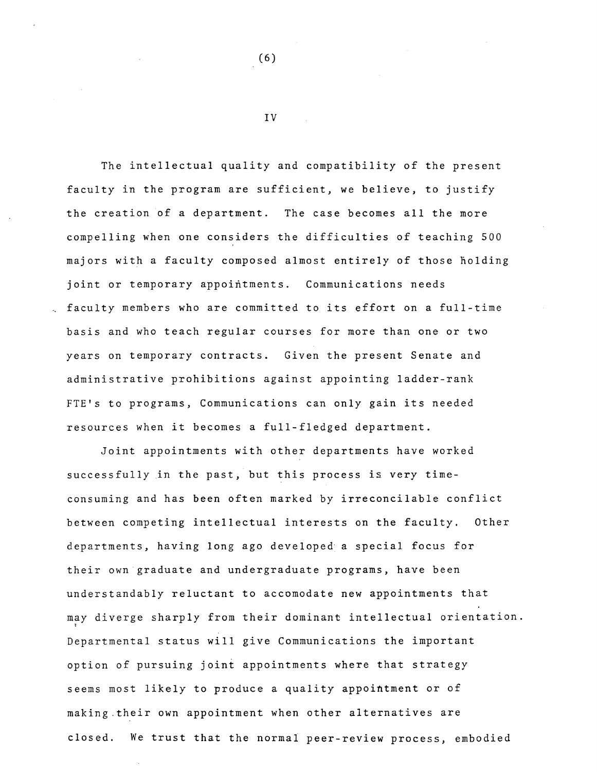## IV

The intellectual quality and compatibility of the present faculty in the program are sufficient, we believe, to justify the creation of a department. The case becomes all the more compelling when one considers the difficulties of teaching 500 majors with a faculty composed almost entirely of those holding joint or temporary appointments. Communications needs faculty members who are committed to its effort on a full-time basis and who teach regular courses for more than one or two years on temporary contracts. Given the present Senate and administrative prohibitions against appointing ladder-rank FTE's to programs, Communications can only gain its needed resources when it becomes a full-fledged department.

Joint appointments with other departments have worked successfully in the past, but this process is very time-consuming and has been often marked by irreconcilable conflict between competing intellectual interests on the faculty. Other departments, having long ago developed a special focus for their own graduate and undergraduate programs, have been understandably reluctant to accomodate new appointments that may diverge sharply from their dominant intellectual orientation. Departmental status will give Communications the important option of pursuing joint appointments where that strategy seems most likely to produce a quality appointment or of making their own appointment when other alternatives are closed. We trust that the normal peer-review process, embodied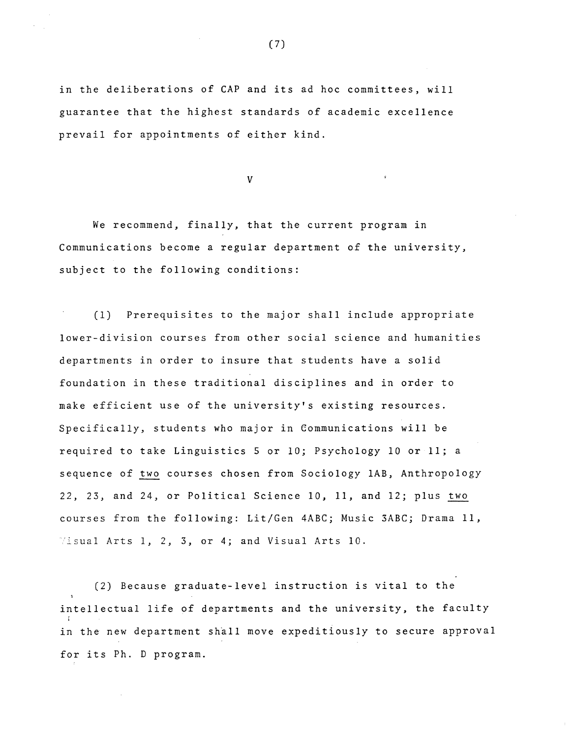in the deliberations of CAP and its ad hoc committees, will guarantee that the highest standards of academic excellence prevail for appointments of either kind.

V

We recommend, finally, that the current program in Communications become a regular department of the university, subject to the following conditions:

(1) Prerequisites to the major shall include appropriate lower-division courses from other social science and humanities departments in order to insure that students have a solid foundation in these traditional disciplines and in order to make efficient use of the university's existing resources. Specifically, students who major in Communications will be required to take Linguistics 5 or 10; Psychology 10 or 11; a sequence of <u>two</u> courses chosen from Sociology 1AB, Anthropology 22, 23, and 24, or Political Science 10, 11, and 12; plus <u>two</u> courses from the following: Lit/Gen 4ABC; Music 3ABC; Drama 11, Visual Arts 1, 2, 3, or 4; and Visual Arts 10.

(2) Because graduate-level instruction is vital to the intellectual life of departments and the university, the faculty in the new department shall move expeditiously to secure approval for its Ph. D program.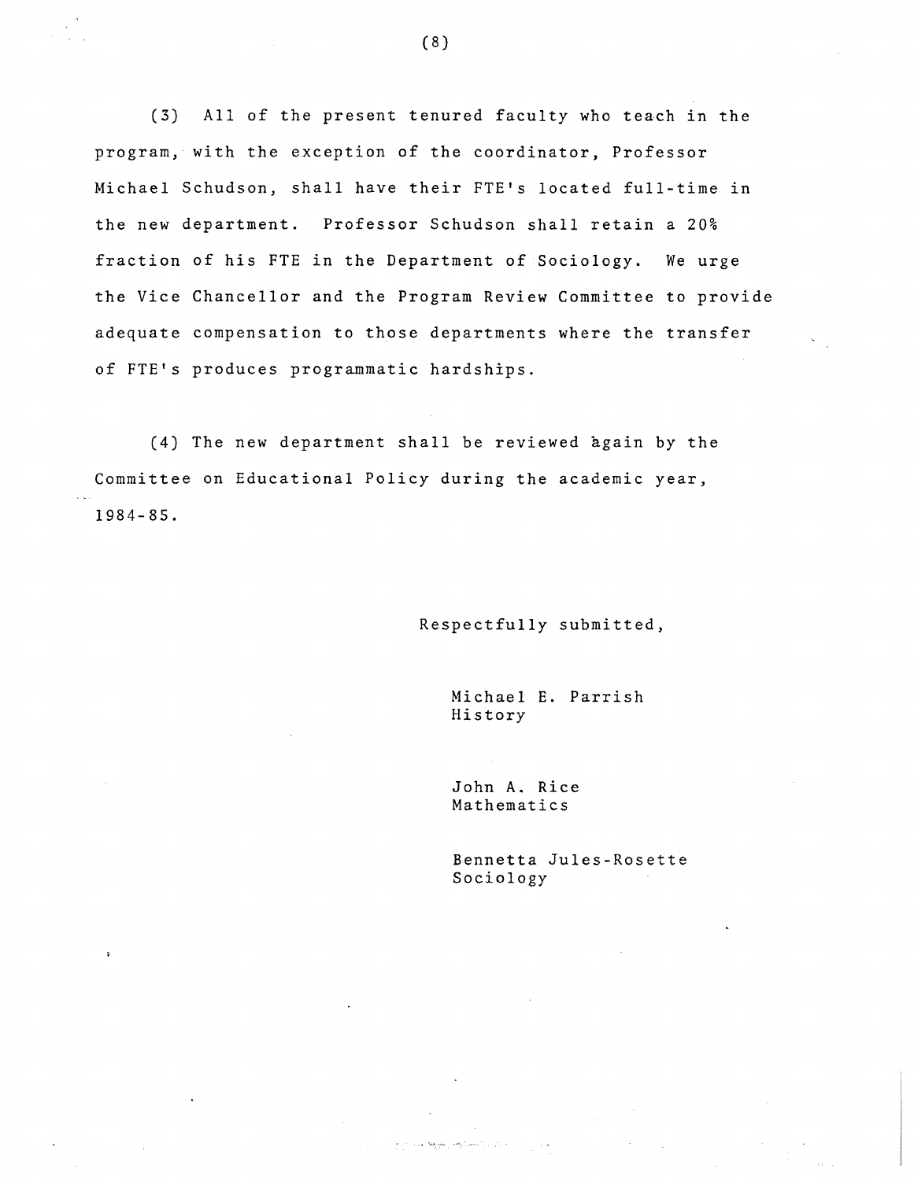(3) All of the present tenured faculty who teach in the program, with the exception of the coordinator, Professor Michael Schudson, shall have their FTE's located full-time in the new department. Professor Schudson shall retain a 20% fraction of his FTE in the Department of Sociology. We urge the Vice Chancellor and the Program Review Committee to provide adequate compensation to those departments where the transfer of FTE's produces programmatic hardships.

(4) The new department shall be reviewed again by the Committee on Educational Policy during the academic year, 1984-85.

Respectfully submitted,

Michael E. Parrish
History

John A. Rice
Mathematics

Bennetta Jules-Rosette
Sociology